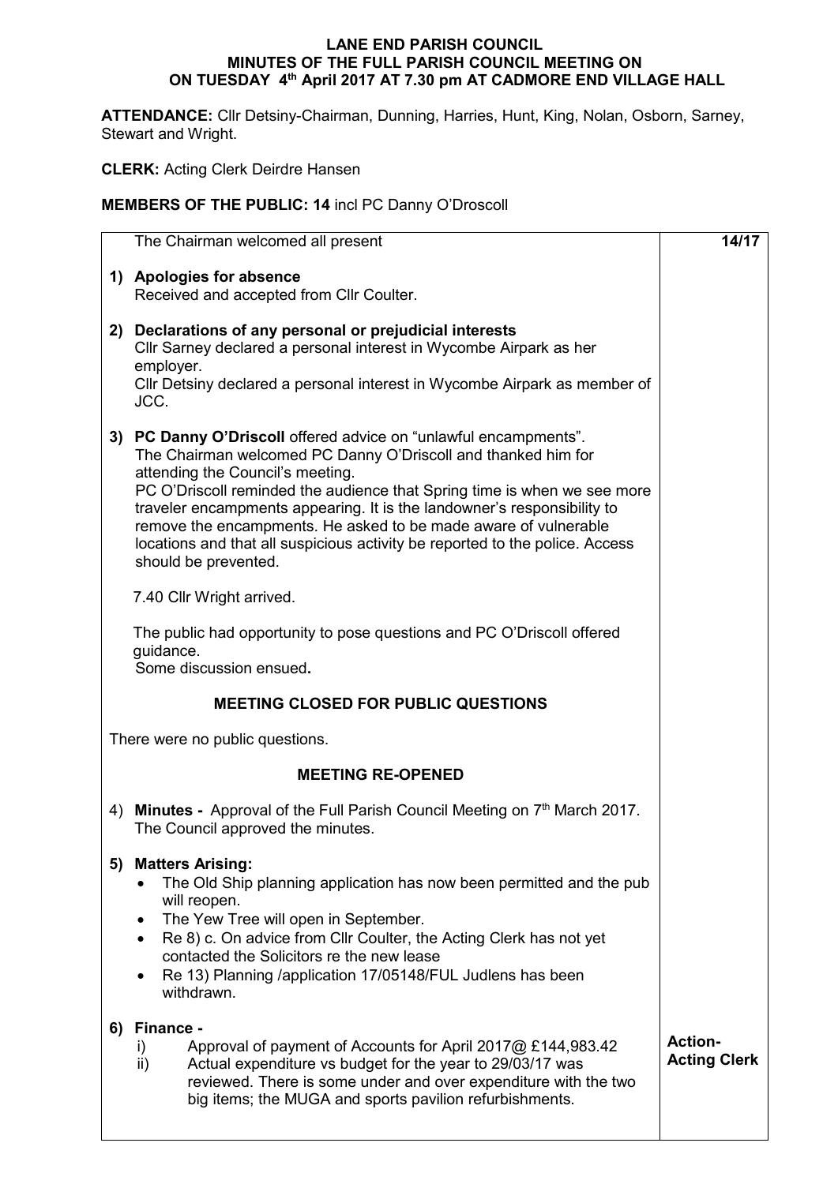# LANE END PARISH COUNCIL
## MINUTES OF THE FULL PARISH COUNCIL MEETING ON
## ON TUESDAY 4th April 2017 AT 7.30 pm AT CADMORE END VILLAGE HALL

**ATTENDANCE:** Cllr Detsiny-Chairman, Dunning, Harries, Hunt, King, Nolan, Osborn, Sarney, Stewart and Wright.

**CLERK:** Acting Clerk Deirdre Hansen

**MEMBERS OF THE PUBLIC: 14** incl PC Danny O'Droscoll

| | |
|---|---|
| The Chairman welcomed all present | **14/17** |
| **1) Apologies for absence**<br>Received and accepted from Cllr Coulter. | |
| **2) Declarations of any personal or prejudicial interests**<br>Cllr Sarney declared a personal interest in Wycombe Airpark as her employer.<br>Cllr Detsiny declared a personal interest in Wycombe Airpark as member of JCC. | |
| **3) PC Danny O'Driscoll** offered advice on "unlawful encampments".<br>The Chairman welcomed PC Danny O'Driscoll and thanked him for attending the Council's meeting.<br>PC O'Driscoll reminded the audience that Spring time is when we see more traveler encampments appearing. It is the landowner's responsibility to remove the encampments. He asked to be made aware of vulnerable locations and that all suspicious activity be reported to the police. Access should be prevented.<br><br>7.40 Cllr Wright arrived.<br><br>The public had opportunity to pose questions and PC O'Driscoll offered guidance.<br>Some discussion ensued**.** | |
| **MEETING CLOSED FOR PUBLIC QUESTIONS** | |
| There were no public questions. | |
| **MEETING RE-OPENED** | |
| 4) **Minutes -** Approval of the Full Parish Council Meeting on 7th March 2017.<br>The Council approved the minutes. | |
| **5) Matters Arising:**<br>• The Old Ship planning application has now been permitted and the pub will reopen.<br>• The Yew Tree will open in September.<br>• Re 8) c. On advice from Cllr Coulter, the Acting Clerk has not yet contacted the Solicitors re the new lease<br>• Re 13) Planning /application 17/05148/FUL Judlens has been withdrawn. | |
| **6) Finance -**<br>i) Approval of payment of Accounts for April 2017@ £144,983.42<br>ii) Actual expenditure vs budget for the year to 29/03/17 was reviewed. There is some under and over expenditure with the two big items; the MUGA and sports pavilion refurbishments. | **Action-Acting Clerk** |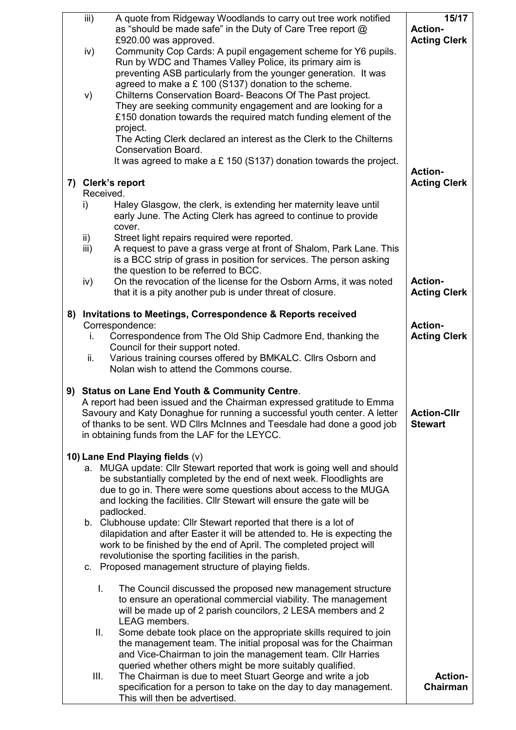| | |
|---|---|
| iii) A quote from Ridgeway Woodlands to carry out tree work notified as "should be made safe" in the Duty of Care Tree report @ £920.00 was approved. | **15/17 Action- Acting Clerk** |
| iv) Community Cop Cards: A pupil engagement scheme for Y6 pupils. Run by WDC and Thames Valley Police, its primary aim is preventing ASB particularly from the younger generation. It was agreed to make a £ 100 (S137) donation to the scheme. | |
| v) Chilterns Conservation Board- Beacons Of The Past project. They are seeking community engagement and are looking for a £150 donation towards the required match funding element of the project. The Acting Clerk declared an interest as the Clerk to the Chilterns Conservation Board. It was agreed to make a £ 150 (S137) donation towards the project. | |
| **7) Clerk's report** Received. | **Action- Acting Clerk** |
| i) Haley Glasgow, the clerk, is extending her maternity leave until early June. The Acting Clerk has agreed to continue to provide cover. | |
| ii) Street light repairs required were reported. | |
| iii) A request to pave a grass verge at front of Shalom, Park Lane. This is a BCC strip of grass in position for services. The person asking the question to be referred to BCC. | |
| iv) On the revocation of the license for the Osborn Arms, it was noted that it is a pity another pub is under threat of closure. | **Action- Acting Clerk** |
| **8) Invitations to Meetings, Correspondence & Reports received** Correspondence: | **Action- Acting Clerk** |
| i. Correspondence from The Old Ship Cadmore End, thanking the Council for their support noted. | |
| ii. Various training courses offered by BMKALC. Cllrs Osborn and Nolan wish to attend the Commons course. | |
| **9) Status on Lane End Youth & Community Centre**. A report had been issued and the Chairman expressed gratitude to Emma Savoury and Katy Donaghue for running a successful youth center. A letter of thanks to be sent. WD Cllrs McInnes and Teesdale had done a good job in obtaining funds from the LAF for the LEYCC. | **Action-Cllr Stewart** |
| **10) Lane End Playing fields** (v) | |
| a. MUGA update: Cllr Stewart reported that work is going well and should be substantially completed by the end of next week. Floodlights are due to go in. There were some questions about access to the MUGA and locking the facilities. Cllr Stewart will ensure the gate will be padlocked. | |
| b. Clubhouse update: Cllr Stewart reported that there is a lot of dilapidation and after Easter it will be attended to. He is expecting the work to be finished by the end of April. The completed project will revolutionise the sporting facilities in the parish. | |
| c. Proposed management structure of playing fields. | |
| I. The Council discussed the proposed new management structure to ensure an operational commercial viability. The management will be made up of 2 parish councilors, 2 LESA members and 2 LEAG members. | |
| II. Some debate took place on the appropriate skills required to join the management team. The initial proposal was for the Chairman and Vice-Chairman to join the management team. Cllr Harries queried whether others might be more suitably qualified. | |
| III. The Chairman is due to meet Stuart George and write a job specification for a person to take on the day to day management. This will then be advertised. | **Action- Chairman** |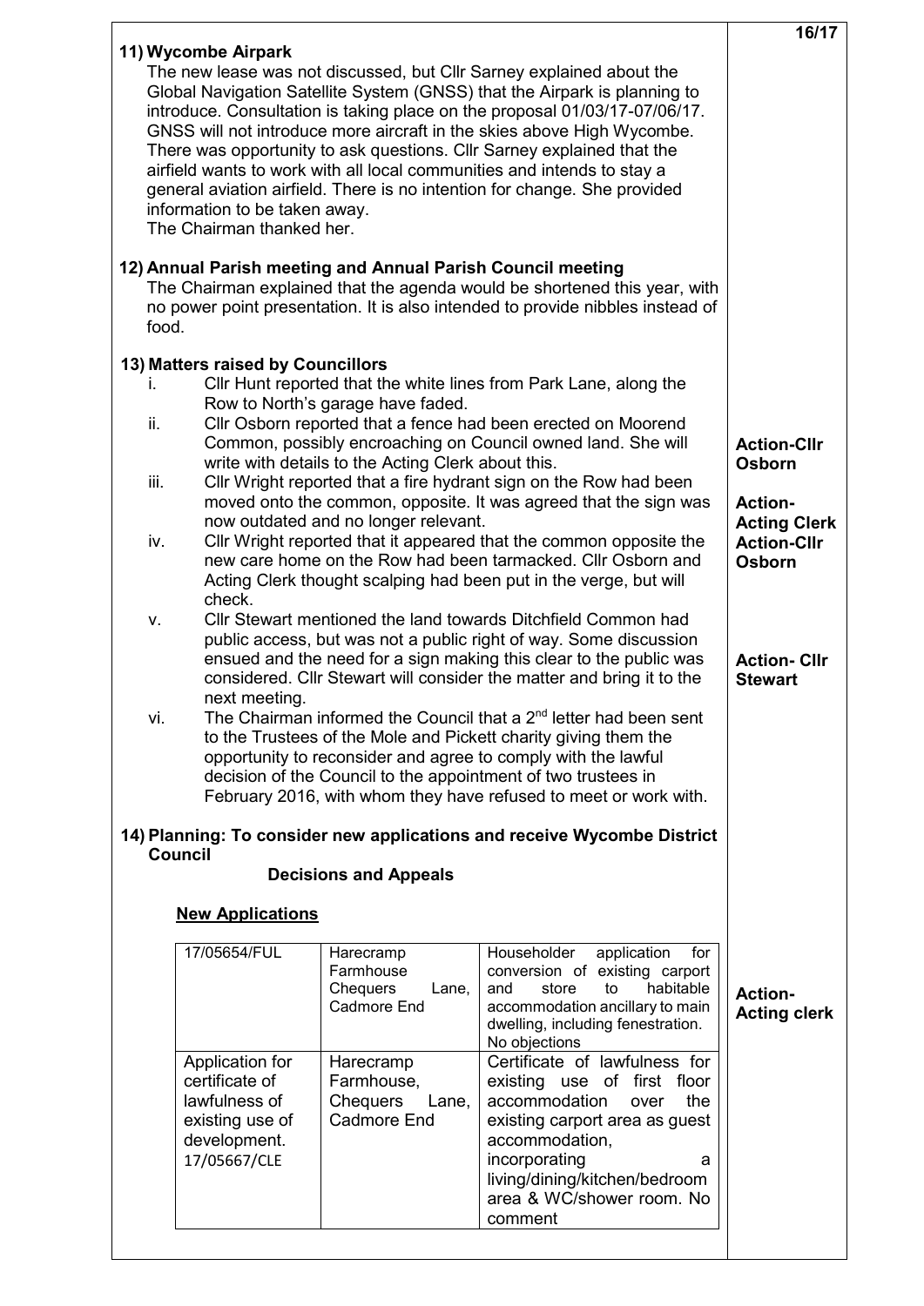## 11) Wycombe Airpark

The new lease was not discussed, but Cllr Sarney explained about the Global Navigation Satellite System (GNSS) that the Airpark is planning to introduce. Consultation is taking place on the proposal 01/03/17-07/06/17. GNSS will not introduce more aircraft in the skies above High Wycombe. There was opportunity to ask questions. Cllr Sarney explained that the airfield wants to work with all local communities and intends to stay a general aviation airfield. There is no intention for change. She provided information to be taken away.

The Chairman thanked her.

## 12) Annual Parish meeting and Annual Parish Council meeting

The Chairman explained that the agenda would be shortened this year, with no power point presentation. It is also intended to provide nibbles instead of food.

## 13) Matters raised by Councillors

i. Cllr Hunt reported that the white lines from Park Lane, along the Row to North's garage have faded.

ii. Cllr Osborn reported that a fence had been erected on Moorend Common, possibly encroaching on Council owned land. She will write with details to the Acting Clerk about this. **Action-Cllr Osborn**

iii. Cllr Wright reported that a fire hydrant sign on the Row had been moved onto the common, opposite. It was agreed that the sign was now outdated and no longer relevant. **Action-Acting Clerk**

iv. Cllr Wright reported that it appeared that the common opposite the new care home on the Row had been tarmacked. Cllr Osborn and Acting Clerk thought scalping had been put in the verge, but will check. **Action-Cllr Osborn**

v. Cllr Stewart mentioned the land towards Ditchfield Common had public access, but was not a public right of way. Some discussion ensued and the need for a sign making this clear to the public was considered. Cllr Stewart will consider the matter and bring it to the next meeting. **Action- Cllr Stewart**

vi. The Chairman informed the Council that a 2nd letter had been sent to the Trustees of the Mole and Pickett charity giving them the opportunity to reconsider and agree to comply with the lawful decision of the Council to the appointment of two trustees in February 2016, with whom they have refused to meet or work with.

## 14) Planning: To consider new applications and receive Wycombe District Council

**Decisions and Appeals**

**New Applications**

| Reference | Address | Details |
|---|---|---|
| 17/05654/FUL | Harecramp Farmhouse Chequers Lane, Cadmore End | Householder application for conversion of existing carport and store to habitable accommodation ancillary to main dwelling, including fenestration. No objections |
| Application for certificate of lawfulness of existing use of development. 17/05667/CLE | Harecramp Farmhouse, Chequers Lane, Cadmore End | Certificate of lawfulness for existing use of first floor accommodation over the existing carport area as guest accommodation, incorporating a living/dining/kitchen/bedroom area & WC/shower room. No comment |

**Action-Acting clerk**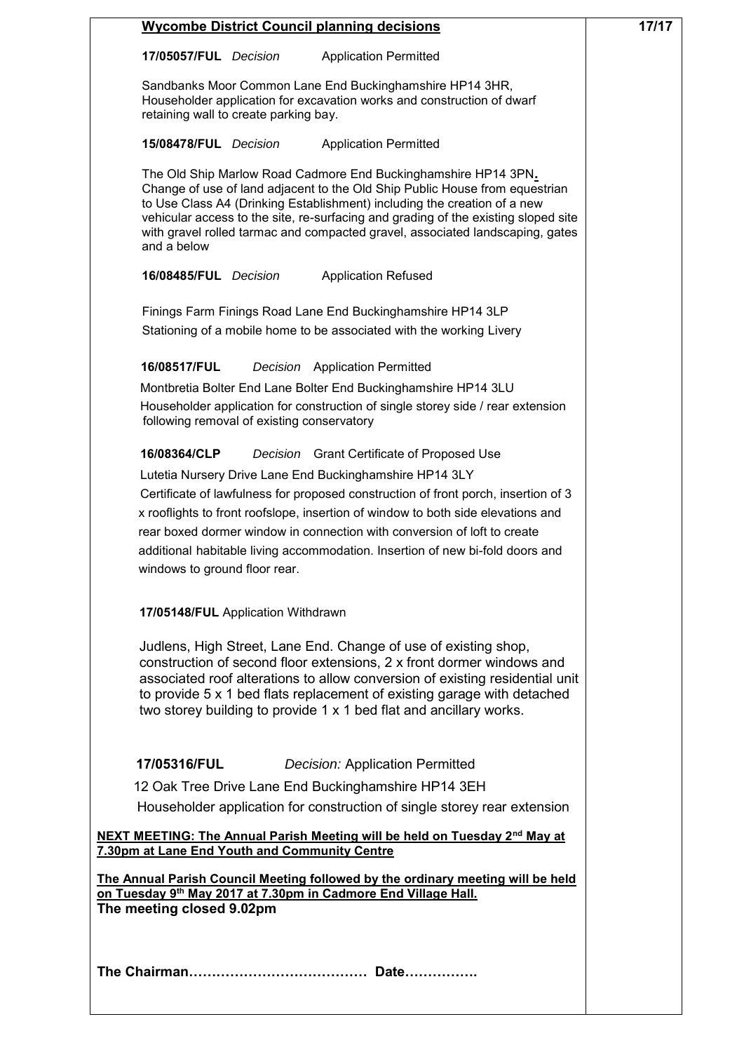## Wycombe District Council planning decisions

17/17

**17/05057/FUL** *Decision* Application Permitted

Sandbanks Moor Common Lane End Buckinghamshire HP14 3HR, Householder application for excavation works and construction of dwarf retaining wall to create parking bay.

**15/08478/FUL** *Decision* Application Permitted

The Old Ship Marlow Road Cadmore End Buckinghamshire HP14 3PN. Change of use of land adjacent to the Old Ship Public House from equestrian to Use Class A4 (Drinking Establishment) including the creation of a new vehicular access to the site, re-surfacing and grading of the existing sloped site with gravel rolled tarmac and compacted gravel, associated landscaping, gates and a below

**16/08485/FUL** *Decision* Application Refused

Finings Farm Finings Road Lane End Buckinghamshire HP14 3LP
Stationing of a mobile home to be associated with the working Livery

**16/08517/FUL** *Decision* Application Permitted

Montbretia Bolter End Lane Bolter End Buckinghamshire HP14 3LU
Householder application for construction of single storey side / rear extension following removal of existing conservatory

**16/08364/CLP** *Decision* Grant Certificate of Proposed Use

Lutetia Nursery Drive Lane End Buckinghamshire HP14 3LY
Certificate of lawfulness for proposed construction of front porch, insertion of 3 x rooflights to front roofslope, insertion of window to both side elevations and rear boxed dormer window in connection with conversion of loft to create additional habitable living accommodation. Insertion of new bi-fold doors and windows to ground floor rear.

**17/05148/FUL** Application Withdrawn

Judlens, High Street, Lane End. Change of use of existing shop, construction of second floor extensions, 2 x front dormer windows and associated roof alterations to allow conversion of existing residential unit to provide 5 x 1 bed flats replacement of existing garage with detached two storey building to provide 1 x 1 bed flat and ancillary works.

**17/05316/FUL** *Decision:* Application Permitted

12 Oak Tree Drive Lane End Buckinghamshire HP14 3EH
Householder application for construction of single storey rear extension

**NEXT MEETING: The Annual Parish Meeting will be held on Tuesday 2nd May at 7.30pm at Lane End Youth and Community Centre**

**The Annual Parish Council Meeting followed by the ordinary meeting will be held on Tuesday 9th May 2017 at 7.30pm in Cadmore End Village Hall.**

**The meeting closed 9.02pm**

**The Chairman………………………………… Date…………….**